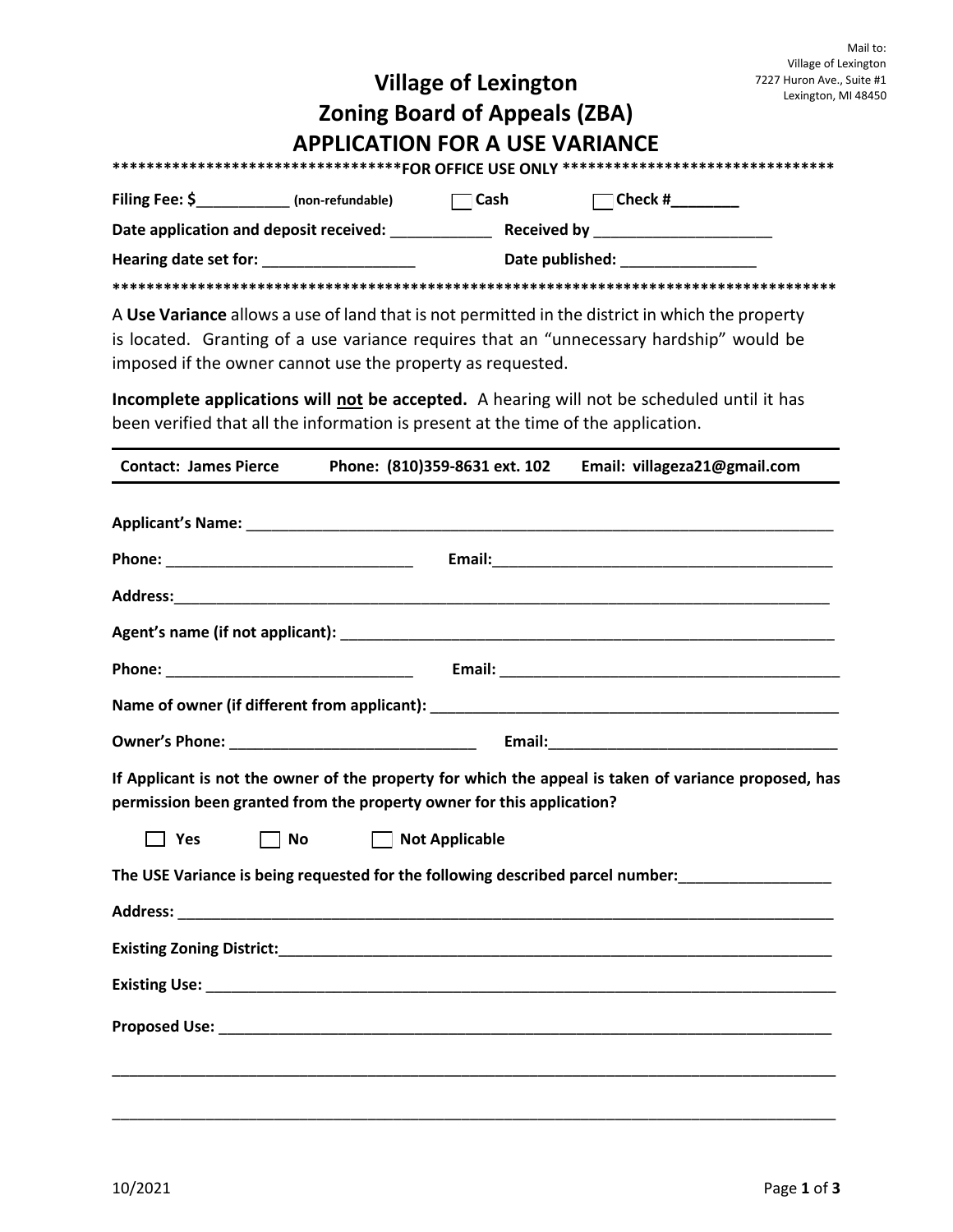Mail to:
Village of Lexington
7227 Huron Ave., Suite #1
Lexington, MI 48450

# Village of Lexington
# Zoning Board of Appeals (ZBA)
# APPLICATION FOR A USE VARIANCE

**********************************FOR OFFICE USE ONLY *********************************

**Filing Fee: $___________ (non-refundable)** ☐ **Cash** ☐ **Check #________**

**Date application and deposit received:** ____________ **Received by** _____________________

**Hearing date set for:** __________________ **Date published:** ________________

****************************************************************************************

A **Use Variance** allows a use of land that is not permitted in the district in which the property is located. Granting of a use variance requires that an "unnecessary hardship" would be imposed if the owner cannot use the property as requested.

**Incomplete applications will not be accepted.** A hearing will not be scheduled until it has been verified that all the information is present at the time of the application.

---

**Contact: James Pierce** **Phone: (810)359-8631 ext. 102** **Email: villageza21@gmail.com**

---

**Applicant's Name:** ________________________________________________________________

**Phone:** _____________________________ **Email:**_________________________________________

**Address:**_______________________________________________________________________________

**Agent's name (if not applicant):** ______________________________________________________

**Phone:** _____________________________ **Email:** _________________________________________

**Name of owner (if different from applicant):** ________________________________________

**Owner's Phone:** _____________________________ **Email:**___________________________________

**If Applicant is not the owner of the property for which the appeal is taken of variance proposed, has permission been granted from the property owner for this application?**

☐ **Yes** ☐ **No** ☐ **Not Applicable**

**The USE Variance is being requested for the following described parcel number:**_________________

**Address:** ______________________________________________________________________________

**Existing Zoning District:**____________________________________________________________

**Existing Use:** _________________________________________________________________________

**Proposed Use:** ________________________________________________________________________

__________________________________________________________________________________________

__________________________________________________________________________________________

10/2021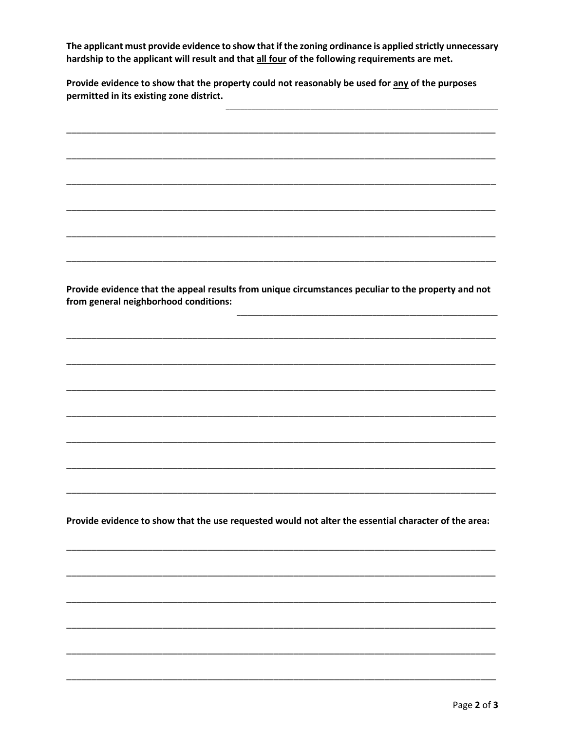**The applicant must provide evidence to show that if the zoning ordinance is applied strictly unnecessary hardship to the applicant will result and that <u>all four</u> of the following requirements are met.**

**Provide evidence to show that the property could not reasonably be used for <u>any</u> of the purposes permitted in its existing zone district.** ______________________________________________

______________________________________________________________________________

______________________________________________________________________________

______________________________________________________________________________

______________________________________________________________________________

______________________________________________________________________________

______________________________________________________________________________

**Provide evidence that the appeal results from unique circumstances peculiar to the property and not from general neighborhood conditions:** ______________________________________________

______________________________________________________________________________

______________________________________________________________________________

______________________________________________________________________________

______________________________________________________________________________

______________________________________________________________________________

______________________________________________________________________________

______________________________________________________________________________

**Provide evidence to show that the use requested would not alter the essential character of the area:**

______________________________________________________________________________

______________________________________________________________________________

______________________________________________________________________________

______________________________________________________________________________

______________________________________________________________________________

______________________________________________________________________________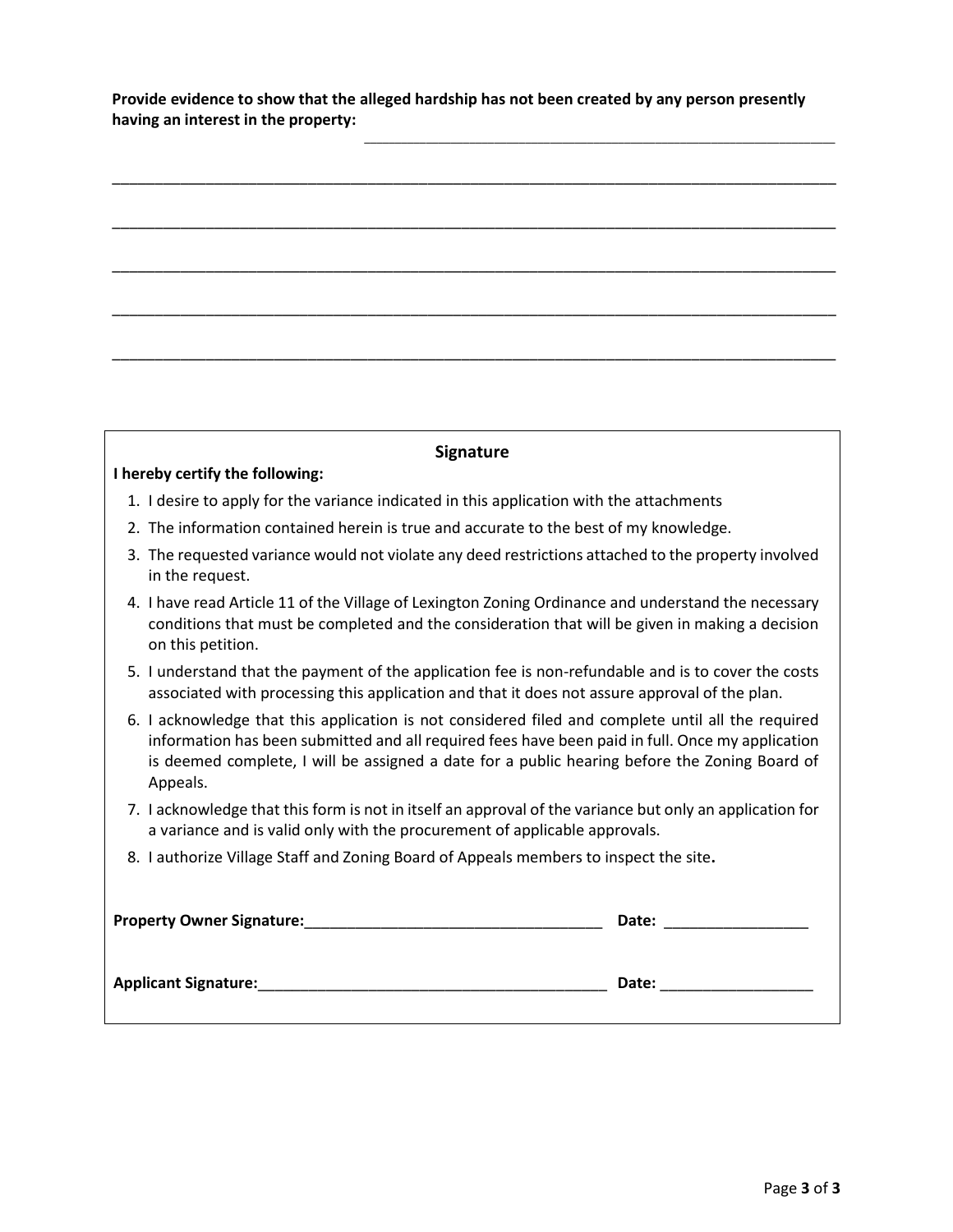**Provide evidence to show that the alleged hardship has not been created by any person presently having an interest in the property:** \_\_\_\_\_\_\_\_\_\_\_\_\_\_\_\_\_\_\_\_\_\_\_\_\_\_\_\_\_\_\_\_\_\_\_\_\_\_\_\_\_\_\_\_

\_\_\_\_\_\_\_\_\_\_\_\_\_\_\_\_\_\_\_\_\_\_\_\_\_\_\_\_\_\_\_\_\_\_\_\_\_\_\_\_\_\_\_\_\_\_\_\_\_\_\_\_\_\_\_\_\_\_\_\_\_\_\_\_\_\_\_\_\_\_\_\_\_\_\_\_\_\_

\_\_\_\_\_\_\_\_\_\_\_\_\_\_\_\_\_\_\_\_\_\_\_\_\_\_\_\_\_\_\_\_\_\_\_\_\_\_\_\_\_\_\_\_\_\_\_\_\_\_\_\_\_\_\_\_\_\_\_\_\_\_\_\_\_\_\_\_\_\_\_\_\_\_\_\_\_\_

\_\_\_\_\_\_\_\_\_\_\_\_\_\_\_\_\_\_\_\_\_\_\_\_\_\_\_\_\_\_\_\_\_\_\_\_\_\_\_\_\_\_\_\_\_\_\_\_\_\_\_\_\_\_\_\_\_\_\_\_\_\_\_\_\_\_\_\_\_\_\_\_\_\_\_\_\_\_

\_\_\_\_\_\_\_\_\_\_\_\_\_\_\_\_\_\_\_\_\_\_\_\_\_\_\_\_\_\_\_\_\_\_\_\_\_\_\_\_\_\_\_\_\_\_\_\_\_\_\_\_\_\_\_\_\_\_\_\_\_\_\_\_\_\_\_\_\_\_\_\_\_\_\_\_\_\_

\_\_\_\_\_\_\_\_\_\_\_\_\_\_\_\_\_\_\_\_\_\_\_\_\_\_\_\_\_\_\_\_\_\_\_\_\_\_\_\_\_\_\_\_\_\_\_\_\_\_\_\_\_\_\_\_\_\_\_\_\_\_\_\_\_\_\_\_\_\_\_\_\_\_\_\_\_\_

## Signature

**I hereby certify the following:**

1. I desire to apply for the variance indicated in this application with the attachments
2. The information contained herein is true and accurate to the best of my knowledge.
3. The requested variance would not violate any deed restrictions attached to the property involved in the request.
4. I have read Article 11 of the Village of Lexington Zoning Ordinance and understand the necessary conditions that must be completed and the consideration that will be given in making a decision on this petition.
5. I understand that the payment of the application fee is non-refundable and is to cover the costs associated with processing this application and that it does not assure approval of the plan.
6. I acknowledge that this application is not considered filed and complete until all the required information has been submitted and all required fees have been paid in full. Once my application is deemed complete, I will be assigned a date for a public hearing before the Zoning Board of Appeals.
7. I acknowledge that this form is not in itself an approval of the variance but only an application for a variance and is valid only with the procurement of applicable approvals.
8. I authorize Village Staff and Zoning Board of Appeals members to inspect the site**.**

**Property Owner Signature:**\_\_\_\_\_\_\_\_\_\_\_\_\_\_\_\_\_\_\_\_\_\_\_\_\_\_\_\_\_\_\_\_\_\_\_ **Date:** \_\_\_\_\_\_\_\_\_\_\_\_\_\_\_\_\_

**Applicant Signature:**\_\_\_\_\_\_\_\_\_\_\_\_\_\_\_\_\_\_\_\_\_\_\_\_\_\_\_\_\_\_\_\_\_\_\_\_\_\_\_\_\_ **Date:** \_\_\_\_\_\_\_\_\_\_\_\_\_\_\_\_\_\_